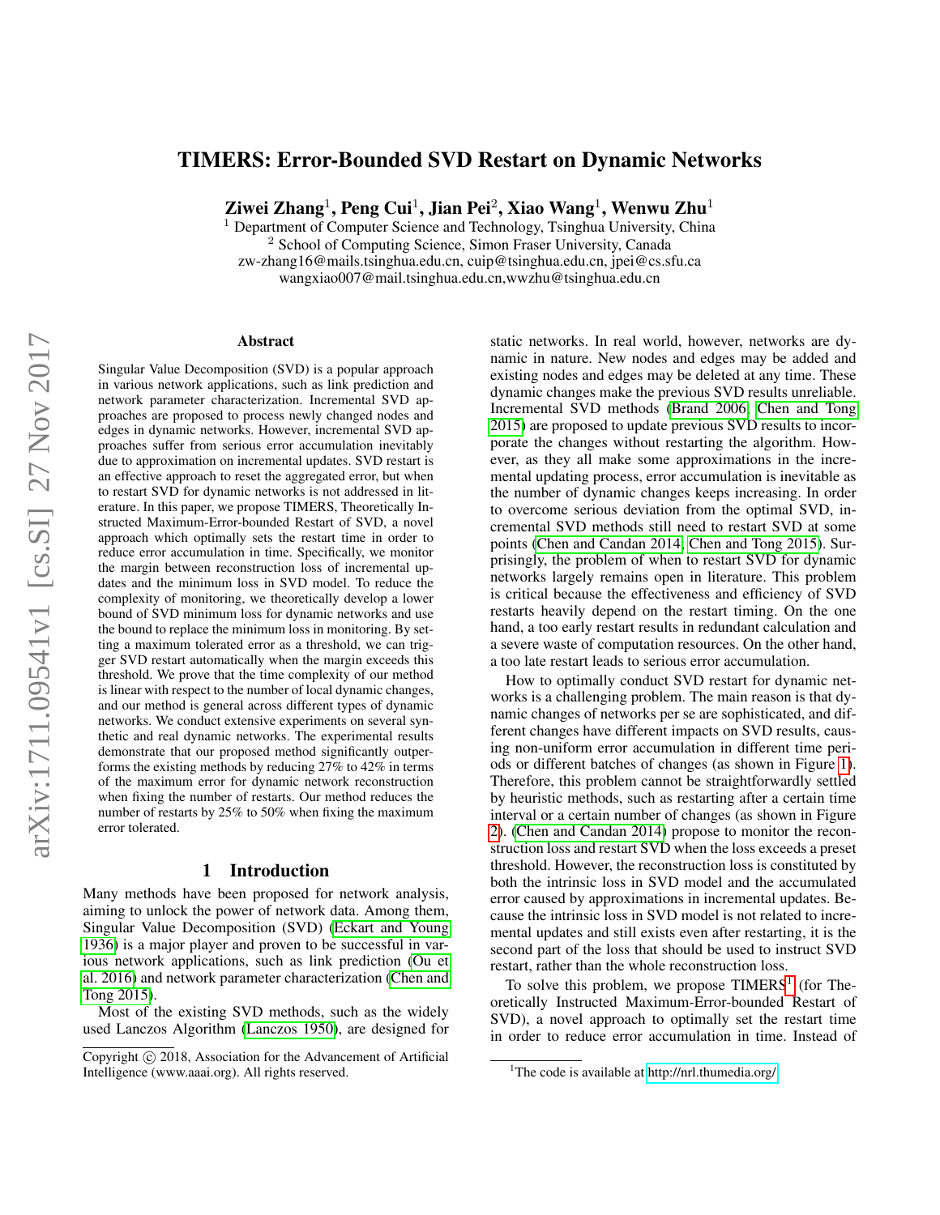# TIMERS: Error-Bounded SVD Restart on Dynamic Networks

**Ziwei Zhang**[1], **Peng Cui**[1], **Jian Pei**[2], **Xiao Wang**[1], **Wenwu Zhu**[1]

[1] Department of Computer Science and Technology, Tsinghua University, China
[2] School of Computing Science, Simon Fraser University, Canada
zw-zhang16@mails.tsinghua.edu.cn, cuip@tsinghua.edu.cn, jpei@cs.sfu.ca
wangxiao007@mail.tsinghua.edu.cn,wwzhu@tsinghua.edu.cn

## Abstract

Singular Value Decomposition (SVD) is a popular approach in various network applications, such as link prediction and network parameter characterization. Incremental SVD approaches are proposed to process newly changed nodes and edges in dynamic networks. However, incremental SVD approaches suffer from serious error accumulation inevitably due to approximation on incremental updates. SVD restart is an effective approach to reset the aggregated error, but when to restart SVD for dynamic networks is not addressed in literature. In this paper, we propose TIMERS, Theoretically Instructed Maximum-Error-bounded Restart of SVD, a novel approach which optimally sets the restart time in order to reduce error accumulation in time. Specifically, we monitor the margin between reconstruction loss of incremental updates and the minimum loss in SVD model. To reduce the complexity of monitoring, we theoretically develop a lower bound of SVD minimum loss for dynamic networks and use the bound to replace the minimum loss in monitoring. By setting a maximum tolerated error as a threshold, we can trigger SVD restart automatically when the margin exceeds this threshold. We prove that the time complexity of our method is linear with respect to the number of local dynamic changes, and our method is general across different types of dynamic networks. We conduct extensive experiments on several synthetic and real dynamic networks. The experimental results demonstrate that our proposed method significantly outperforms the existing methods by reducing 27% to 42% in terms of the maximum error for dynamic network reconstruction when fixing the number of restarts. Our method reduces the number of restarts by 25% to 50% when fixing the maximum error tolerated.

## 1 Introduction

Many methods have been proposed for network analysis, aiming to unlock the power of network data. Among them, Singular Value Decomposition (SVD) (Eckart and Young 1936) is a major player and proven to be successful in various network applications, such as link prediction (Ou et al. 2016) and network parameter characterization (Chen and Tong 2015).

Most of the existing SVD methods, such as the widely used Lanczos Algorithm (Lanczos 1950), are designed for static networks. In real world, however, networks are dynamic in nature. New nodes and edges may be added and existing nodes and edges may be deleted at any time. These dynamic changes make the previous SVD results unreliable. Incremental SVD methods (Brand 2006; Chen and Tong 2015) are proposed to update previous SVD results to incorporate the changes without restarting the algorithm. However, as they all make some approximations in the incremental updating process, error accumulation is inevitable as the number of dynamic changes keeps increasing. In order to overcome serious deviation from the optimal SVD, incremental SVD methods still need to restart SVD at some points (Chen and Candan 2014; Chen and Tong 2015). Surprisingly, the problem of when to restart SVD for dynamic networks largely remains open in literature. This problem is critical because the effectiveness and efficiency of SVD restarts heavily depend on the restart timing. On the one hand, a too early restart results in redundant calculation and a severe waste of computation resources. On the other hand, a too late restart leads to serious error accumulation.

How to optimally conduct SVD restart for dynamic networks is a challenging problem. The main reason is that dynamic changes of networks per se are sophisticated, and different changes have different impacts on SVD results, causing non-uniform error accumulation in different time periods or different batches of changes (as shown in Figure 1). Therefore, this problem cannot be straightforwardly settled by heuristic methods, such as restarting after a certain time interval or a certain number of changes (as shown in Figure 2). (Chen and Candan 2014) propose to monitor the reconstruction loss and restart SVD when the loss exceeds a preset threshold. However, the reconstruction loss is constituted by both the intrinsic loss in SVD model and the accumulated error caused by approximations in incremental updates. Because the intrinsic loss in SVD model is not related to incremental updates and still exists even after restarting, it is the second part of the loss that should be used to instruct SVD restart, rather than the whole reconstruction loss.

To solve this problem, we propose TIMERS[1] (for Theoretically Instructed Maximum-Error-bounded Restart of SVD), a novel approach to optimally set the restart time in order to reduce error accumulation in time. Instead of

Copyright © 2018, Association for the Advancement of Artificial Intelligence (www.aaai.org). All rights reserved.

[1] The code is available at http://nrl.thumedia.org/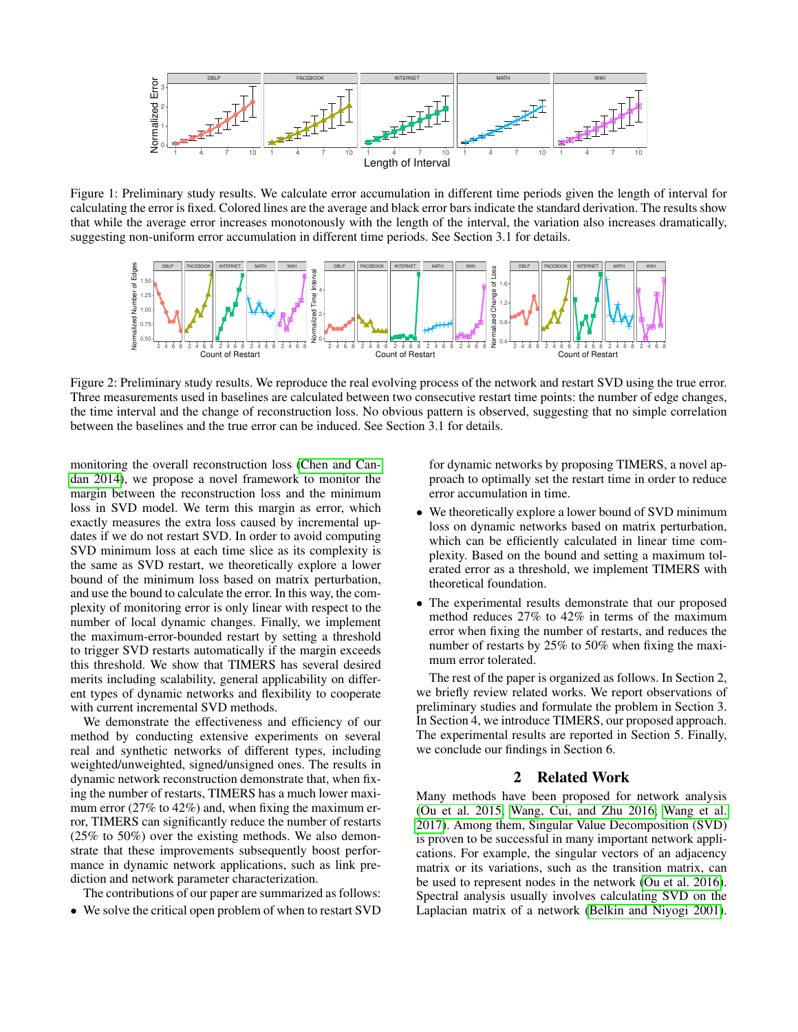Figure 1: Preliminary study results. We calculate error accumulation in different time periods given the length of interval for calculating the error is fixed. Colored lines are the average and black error bars indicate the standard derivation. The results show that while the average error increases monotonously with the length of the interval, the variation also increases dramatically, suggesting non-uniform error accumulation in different time periods. See Section 3.1 for details.

Figure 2: Preliminary study results. We reproduce the real evolving process of the network and restart SVD using the true error. Three measurements used in baselines are calculated between two consecutive restart time points: the number of edge changes, the time interval and the change of reconstruction loss. No obvious pattern is observed, suggesting that no simple correlation between the baselines and the true error can be induced. See Section 3.1 for details.

monitoring the overall reconstruction loss (Chen and Candan 2014), we propose a novel framework to monitor the margin between the reconstruction loss and the minimum loss in SVD model. We term this margin as error, which exactly measures the extra loss caused by incremental updates if we do not restart SVD. In order to avoid computing SVD minimum loss at each time slice as its complexity is the same as SVD restart, we theoretically explore a lower bound of the minimum loss based on matrix perturbation, and use the bound to calculate the error. In this way, the complexity of monitoring error is only linear with respect to the number of local dynamic changes. Finally, we implement the maximum-error-bounded restart by setting a threshold to trigger SVD restarts automatically if the margin exceeds this threshold. We show that TIMERS has several desired merits including scalability, general applicability on different types of dynamic networks and flexibility to cooperate with current incremental SVD methods.

We demonstrate the effectiveness and efficiency of our method by conducting extensive experiments on several real and synthetic networks of different types, including weighted/unweighted, signed/unsigned ones. The results in dynamic network reconstruction demonstrate that, when fixing the number of restarts, TIMERS has a much lower maximum error (27% to 42%) and, when fixing the maximum error, TIMERS can significantly reduce the number of restarts (25% to 50%) over the existing methods. We also demonstrate that these improvements subsequently boost performance in dynamic network applications, such as link prediction and network parameter characterization.

The contributions of our paper are summarized as follows:

- We solve the critical open problem of when to restart SVD for dynamic networks by proposing TIMERS, a novel approach to optimally set the restart time in order to reduce error accumulation in time.
- We theoretically explore a lower bound of SVD minimum loss on dynamic networks based on matrix perturbation, which can be efficiently calculated in linear time complexity. Based on the bound and setting a maximum tolerated error as a threshold, we implement TIMERS with theoretical foundation.
- The experimental results demonstrate that our proposed method reduces 27% to 42% in terms of the maximum error when fixing the number of restarts, and reduces the number of restarts by 25% to 50% when fixing the maximum error tolerated.

The rest of the paper is organized as follows. In Section 2, we briefly review related works. We report observations of preliminary studies and formulate the problem in Section 3. In Section 4, we introduce TIMERS, our proposed approach. The experimental results are reported in Section 5. Finally, we conclude our findings in Section 6.

## 2 Related Work

Many methods have been proposed for network analysis (Ou et al. 2015; Wang, Cui, and Zhu 2016; Wang et al. 2017). Among them, Singular Value Decomposition (SVD) is proven to be successful in many important network applications. For example, the singular vectors of an adjacency matrix or its variations, such as the transition matrix, can be used to represent nodes in the network (Ou et al. 2016). Spectral analysis usually involves calculating SVD on the Laplacian matrix of a network (Belkin and Niyogi 2001).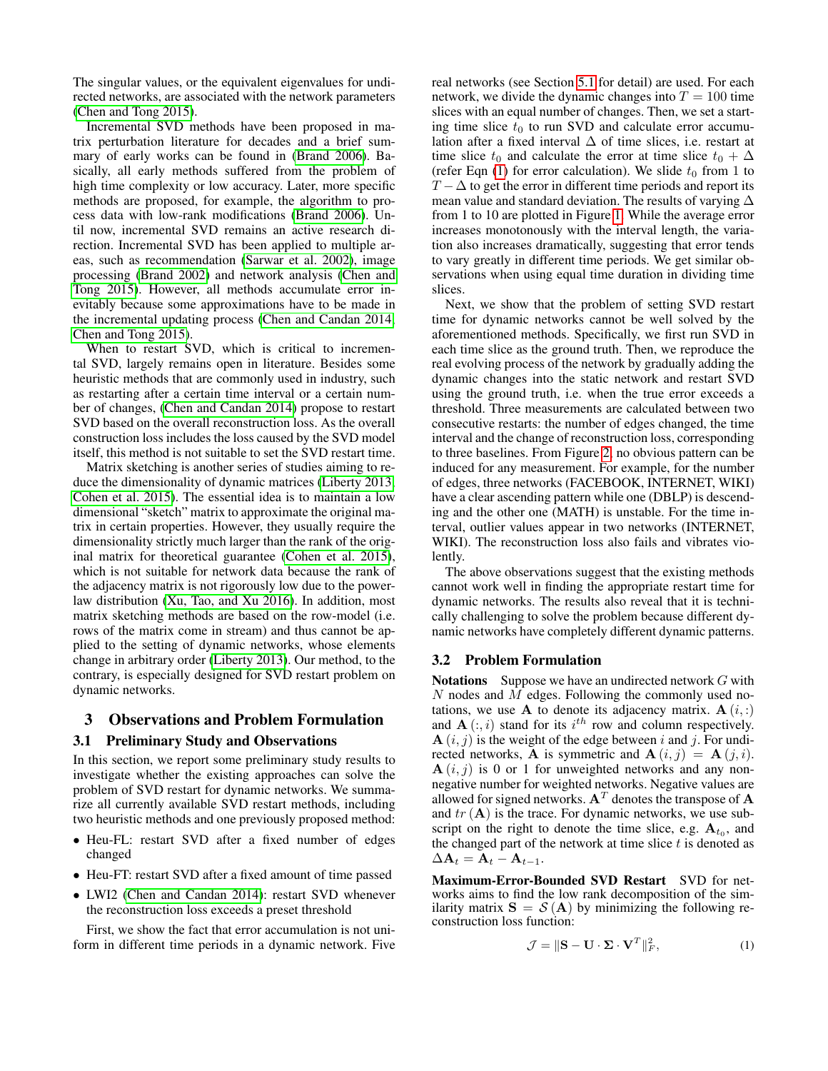The singular values, or the equivalent eigenvalues for undirected networks, are associated with the network parameters (Chen and Tong 2015).

Incremental SVD methods have been proposed in matrix perturbation literature for decades and a brief summary of early works can be found in (Brand 2006). Basically, all early methods suffered from the problem of high time complexity or low accuracy. Later, more specific methods are proposed, for example, the algorithm to process data with low-rank modifications (Brand 2006). Until now, incremental SVD remains an active research direction. Incremental SVD has been applied to multiple areas, such as recommendation (Sarwar et al. 2002), image processing (Brand 2002) and network analysis (Chen and Tong 2015). However, all methods accumulate error inevitably because some approximations have to be made in the incremental updating process (Chen and Candan 2014; Chen and Tong 2015).

When to restart SVD, which is critical to incremental SVD, largely remains open in literature. Besides some heuristic methods that are commonly used in industry, such as restarting after a certain time interval or a certain number of changes, (Chen and Candan 2014) propose to restart SVD based on the overall reconstruction loss. As the overall construction loss includes the loss caused by the SVD model itself, this method is not suitable to set the SVD restart time.

Matrix sketching is another series of studies aiming to reduce the dimensionality of dynamic matrices (Liberty 2013; Cohen et al. 2015). The essential idea is to maintain a low dimensional "sketch" matrix to approximate the original matrix in certain properties. However, they usually require the dimensionality strictly much larger than the rank of the original matrix for theoretical guarantee (Cohen et al. 2015), which is not suitable for network data because the rank of the adjacency matrix is not rigorously low due to the power-law distribution (Xu, Tao, and Xu 2016). In addition, most matrix sketching methods are based on the row-model (i.e. rows of the matrix come in stream) and thus cannot be applied to the setting of dynamic networks, whose elements change in arbitrary order (Liberty 2013). Our method, to the contrary, is especially designed for SVD restart problem on dynamic networks.

## 3 Observations and Problem Formulation

### 3.1 Preliminary Study and Observations

In this section, we report some preliminary study results to investigate whether the existing approaches can solve the problem of SVD restart for dynamic networks. We summarize all currently available SVD restart methods, including two heuristic methods and one previously proposed method:

- Heu-FL: restart SVD after a fixed number of edges changed
- Heu-FT: restart SVD after a fixed amount of time passed
- LWI2 (Chen and Candan 2014): restart SVD whenever the reconstruction loss exceeds a preset threshold

First, we show the fact that error accumulation is not uniform in different time periods in a dynamic network. Five real networks (see Section 5.1 for detail) are used. For each network, we divide the dynamic changes into $T = 100$ time slices with an equal number of changes. Then, we set a starting time slice $t_0$ to run SVD and calculate error accumulation after a fixed interval $\Delta$ of time slices, i.e. restart at time slice $t_0$ and calculate the error at time slice $t_0 + \Delta$ (refer Eqn (1) for error calculation). We slide $t_0$ from 1 to $T - \Delta$ to get the error in different time periods and report its mean value and standard deviation. The results of varying $\Delta$ from 1 to 10 are plotted in Figure 1. While the average error increases monotonously with the interval length, the variation also increases dramatically, suggesting that error tends to vary greatly in different time periods. We get similar observations when using equal time duration in dividing time slices.

Next, we show that the problem of setting SVD restart time for dynamic networks cannot be well solved by the aforementioned methods. Specifically, we first run SVD in each time slice as the ground truth. Then, we reproduce the real evolving process of the network by gradually adding the dynamic changes into the static network and restart SVD using the ground truth, i.e. when the true error exceeds a threshold. Three measurements are calculated between two consecutive restarts: the number of edges changed, the time interval and the change of reconstruction loss, corresponding to three baselines. From Figure 2, no obvious pattern can be induced for any measurement. For example, for the number of edges, three networks (FACEBOOK, INTERNET, WIKI) have a clear ascending pattern while one (DBLP) is descending and the other one (MATH) is unstable. For the time interval, outlier values appear in two networks (INTERNET, WIKI). The reconstruction loss also fails and vibrates violently.

The above observations suggest that the existing methods cannot work well in finding the appropriate restart time for dynamic networks. The results also reveal that it is technically challenging to solve the problem because different dynamic networks have completely different dynamic patterns.

### 3.2 Problem Formulation

**Notations** Suppose we have an undirected network $G$ with $N$ nodes and $M$ edges. Following the commonly used notations, we use $\mathbf{A}$ to denote its adjacency matrix. $\mathbf{A}(i,:)$ and $\mathbf{A}(:,i)$ stand for its $i^{th}$ row and column respectively. $\mathbf{A}(i,j)$ is the weight of the edge between $i$ and $j$. For undirected networks, $\mathbf{A}$ is symmetric and $\mathbf{A}(i,j) = \mathbf{A}(j,i)$. $\mathbf{A}(i,j)$ is 0 or 1 for unweighted networks and any non-negative number for weighted networks. Negative values are allowed for signed networks. $\mathbf{A}^T$ denotes the transpose of $\mathbf{A}$ and $tr(\mathbf{A})$ is the trace. For dynamic networks, we use subscript on the right to denote the time slice, e.g. $\mathbf{A}_{t_0}$, and the changed part of the network at time slice $t$ is denoted as $\Delta \mathbf{A}_t = \mathbf{A}_t - \mathbf{A}_{t-1}$.

**Maximum-Error-Bounded SVD Restart** SVD for networks aims to find the low rank decomposition of the similarity matrix $\mathbf{S} = \mathcal{S}(\mathbf{A})$ by minimizing the following reconstruction loss function:

$$\mathcal{J} = \|\mathbf{S} - \mathbf{U} \cdot \mathbf{\Sigma} \cdot \mathbf{V}^T\|_F^2, \tag{1}$$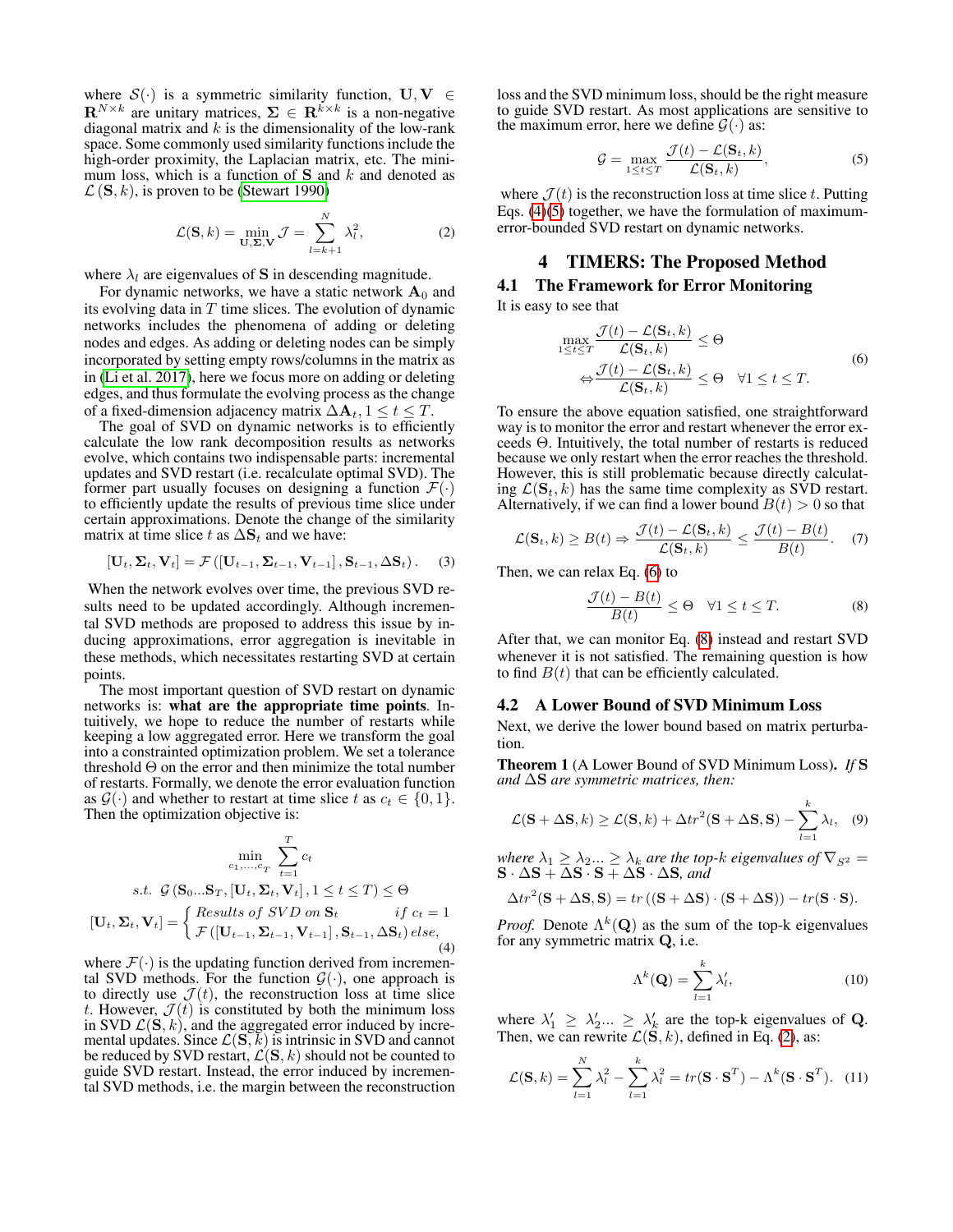where $\mathcal{S}(\cdot)$ is a symmetric similarity function, $\mathbf{U}, \mathbf{V} \in \mathbf{R}^{N \times k}$ are unitary matrices, $\mathbf{\Sigma} \in \mathbf{R}^{k \times k}$ is a non-negative diagonal matrix and $k$ is the dimensionality of the low-rank space. Some commonly used similarity functions include the high-order proximity, the Laplacian matrix, etc. The minimum loss, which is a function of $\mathbf{S}$ and $k$ and denoted as $\mathcal{L}(\mathbf{S}, k)$, is proven to be (Stewart 1990)

$$\mathcal{L}(\mathbf{S}, k) = \min_{\mathbf{U},\mathbf{\Sigma},\mathbf{V}} \mathcal{J} = \sum_{l=k+1}^{N} \lambda_l^2, \tag{2}$$

where $\lambda_l$ are eigenvalues of $\mathbf{S}$ in descending magnitude.

For dynamic networks, we have a static network $\mathbf{A}_0$ and its evolving data in $T$ time slices. The evolution of dynamic networks includes the phenomena of adding or deleting nodes and edges. As adding or deleting nodes can be simply incorporated by setting empty rows/columns in the matrix as in (Li et al. 2017), here we focus more on adding or deleting edges, and thus formulate the evolving process as the change of a fixed-dimension adjacency matrix $\Delta\mathbf{A}_t, 1 \leq t \leq T$.

The goal of SVD on dynamic networks is to efficiently calculate the low rank decomposition results as networks evolve, which contains two indispensable parts: incremental updates and SVD restart (i.e. recalculate optimal SVD). The former part usually focuses on designing a function $\mathcal{F}(\cdot)$ to efficiently update the results of previous time slice under certain approximations. Denote the change of the similarity matrix at time slice $t$ as $\Delta\mathbf{S}_t$ and we have:

$$[\mathbf{U}_t, \mathbf{\Sigma}_t, \mathbf{V}_t] = \mathcal{F}\left([\mathbf{U}_{t-1}, \mathbf{\Sigma}_{t-1}, \mathbf{V}_{t-1}], \mathbf{S}_{t-1}, \Delta\mathbf{S}_t\right). \tag{3}$$

When the network evolves over time, the previous SVD results need to be updated accordingly. Although incremental SVD methods are proposed to address this issue by inducing approximations, error aggregation is inevitable in these methods, which necessitates restarting SVD at certain points.

The most important question of SVD restart on dynamic networks is: **what are the appropriate time points**. Intuitively, we hope to reduce the number of restarts while keeping a low aggregated error. Here we transform the goal into a constrainted optimization problem. We set a tolerance threshold $\Theta$ on the error and then minimize the total number of restarts. Formally, we denote the error evaluation function as $\mathcal{G}(\cdot)$ and whether to restart at time slice $t$ as $c_t \in \{0, 1\}$. Then the optimization objective is:

$$\begin{aligned}
&\min_{c_1,\ldots,c_T} \sum_{t=1}^{T} c_t \\
&s.t.\ \ \mathcal{G}\left(\mathbf{S}_0 \ldots \mathbf{S}_T, [\mathbf{U}_t, \mathbf{\Sigma}_t, \mathbf{V}_t], 1 \leq t \leq T\right) \leq \Theta \\
&[\mathbf{U}_t, \mathbf{\Sigma}_t, \mathbf{V}_t] = \begin{cases} \text{Results of } SVD \text{ on } \mathbf{S}_t & if\ c_t = 1 \\ \mathcal{F}\left([\mathbf{U}_{t-1}, \mathbf{\Sigma}_{t-1}, \mathbf{V}_{t-1}], \mathbf{S}_{t-1}, \Delta\mathbf{S}_t\right) & else, \end{cases}
\end{aligned} \tag{4}$$

where $\mathcal{F}(\cdot)$ is the updating function derived from incremental SVD methods. For the function $\mathcal{G}(\cdot)$, one approach is to directly use $\mathcal{J}(t)$, the reconstruction loss at time slice $t$. However, $\mathcal{J}(t)$ is constituted by both the minimum loss in SVD $\mathcal{L}(\mathbf{S}, k)$, and the aggregated error induced by incremental updates. Since $\mathcal{L}(\mathbf{S}, k)$ is intrinsic in SVD and cannot be reduced by SVD restart, $\mathcal{L}(\mathbf{S}, k)$ should not be counted to guide SVD restart. Instead, the error induced by incremental SVD methods, i.e. the margin between the reconstruction loss and the SVD minimum loss, should be the right measure to guide SVD restart. As most applications are sensitive to the maximum error, here we define $\mathcal{G}(\cdot)$ as:

$$\mathcal{G} = \max_{1 \leq t \leq T} \frac{\mathcal{J}(t) - \mathcal{L}(\mathbf{S}_t, k)}{\mathcal{L}(\mathbf{S}_t, k)}, \tag{5}$$

where $\mathcal{J}(t)$ is the reconstruction loss at time slice $t$. Putting Eqs. (4)(5) together, we have the formulation of maximum-error-bounded SVD restart on dynamic networks.

# 4 TIMERS: The Proposed Method

## 4.1 The Framework for Error Monitoring

It is easy to see that

$$\begin{aligned}
&\max_{1 \leq t \leq T} \frac{\mathcal{J}(t) - \mathcal{L}(\mathbf{S}_t, k)}{\mathcal{L}(\mathbf{S}_t, k)} \leq \Theta \\
&\Leftrightarrow \frac{\mathcal{J}(t) - \mathcal{L}(\mathbf{S}_t, k)}{\mathcal{L}(\mathbf{S}_t, k)} \leq \Theta \quad \forall 1 \leq t \leq T.
\end{aligned} \tag{6}$$

To ensure the above equation satisfied, one straightforward way is to monitor the error and restart whenever the error exceeds $\Theta$. Intuitively, the total number of restarts is reduced because we only restart when the error reaches the threshold. However, this is still problematic because directly calculating $\mathcal{L}(\mathbf{S}_t, k)$ has the same time complexity as SVD restart. Alternatively, if we can find a lower bound $B(t) > 0$ so that

$$\mathcal{L}(\mathbf{S}_t, k) \geq B(t) \Rightarrow \frac{\mathcal{J}(t) - \mathcal{L}(\mathbf{S}_t, k)}{\mathcal{L}(\mathbf{S}_t, k)} \leq \frac{\mathcal{J}(t) - B(t)}{B(t)}. \tag{7}$$

Then, we can relax Eq. (6) to

$$\frac{\mathcal{J}(t) - B(t)}{B(t)} \leq \Theta \quad \forall 1 \leq t \leq T. \tag{8}$$

After that, we can monitor Eq. (8) instead and restart SVD whenever it is not satisfied. The remaining question is how to find $B(t)$ that can be efficiently calculated.

## 4.2 A Lower Bound of SVD Minimum Loss

Next, we derive the lower bound based on matrix perturbation.

**Theorem 1** (A Lower Bound of SVD Minimum Loss). *If* $\mathbf{S}$ *and* $\Delta\mathbf{S}$ *are symmetric matrices, then:*

$$\mathcal{L}(\mathbf{S} + \Delta\mathbf{S}, k) \geq \mathcal{L}(\mathbf{S}, k) + \Delta tr^2(\mathbf{S} + \Delta\mathbf{S}, \mathbf{S}) - \sum_{l=1}^{k} \lambda_l, \tag{9}$$

*where* $\lambda_1 \geq \lambda_2 \ldots \geq \lambda_k$ *are the top-k eigenvalues of* $\nabla_{S^2} = \mathbf{S} \cdot \Delta\mathbf{S} + \Delta\mathbf{S} \cdot \mathbf{S} + \Delta\mathbf{S} \cdot \Delta\mathbf{S}$*, and*

$$\Delta tr^2(\mathbf{S} + \Delta\mathbf{S}, \mathbf{S}) = tr\left((\mathbf{S} + \Delta\mathbf{S}) \cdot (\mathbf{S} + \Delta\mathbf{S})\right) - tr(\mathbf{S} \cdot \mathbf{S}).$$

*Proof.* Denote $\Lambda^k(\mathbf{Q})$ as the sum of the top-k eigenvalues for any symmetric matrix $\mathbf{Q}$, i.e.

$$\Lambda^k(\mathbf{Q}) = \sum_{l=1}^{k} \lambda'_l, \tag{10}$$

where $\lambda'_1 \geq \lambda'_2 \ldots \geq \lambda'_k$ are the top-k eigenvalues of $\mathbf{Q}$. Then, we can rewrite $\mathcal{L}(\mathbf{S}, k)$, defined in Eq. (2), as:

$$\mathcal{L}(\mathbf{S}, k) = \sum_{l=1}^{N} \lambda_l^2 - \sum_{l=1}^{k} \lambda_l^2 = tr(\mathbf{S} \cdot \mathbf{S}^T) - \Lambda^k(\mathbf{S} \cdot \mathbf{S}^T). \tag{11}$$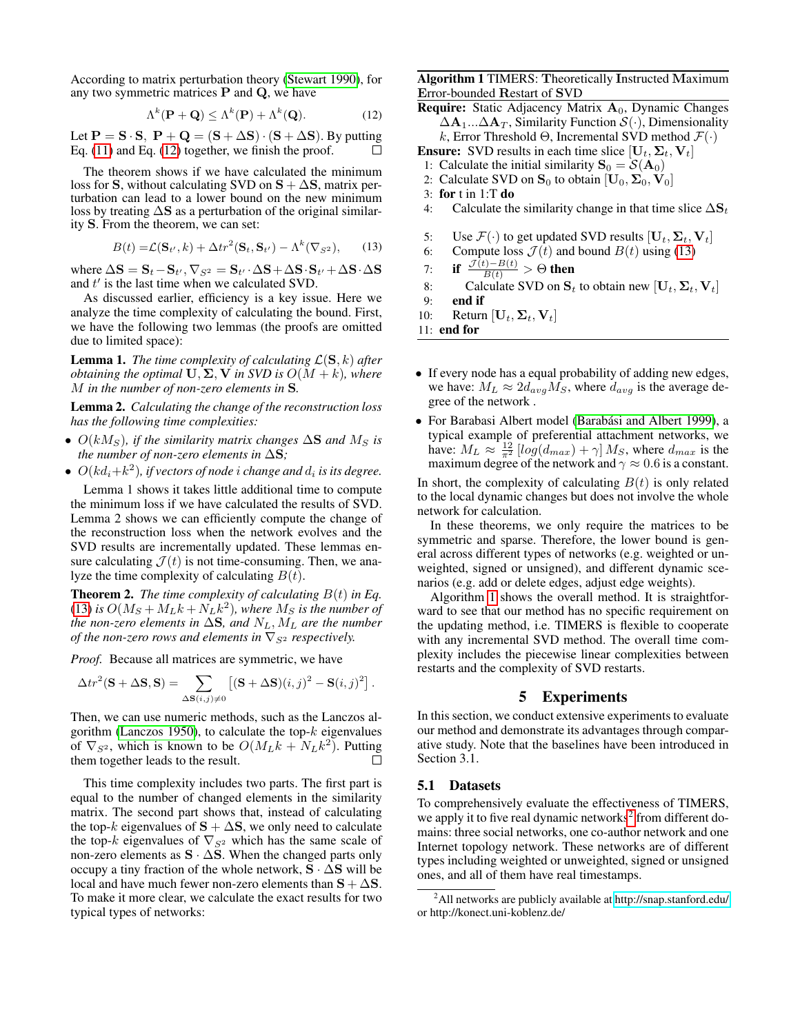According to matrix perturbation theory (Stewart 1990), for any two symmetric matrices $\mathbf{P}$ and $\mathbf{Q}$, we have

$$\Lambda^k(\mathbf{P} + \mathbf{Q}) \leq \Lambda^k(\mathbf{P}) + \Lambda^k(\mathbf{Q}). \tag{12}$$

Let $\mathbf{P} = \mathbf{S} \cdot \mathbf{S},\ \mathbf{P} + \mathbf{Q} = (\mathbf{S} + \Delta\mathbf{S}) \cdot (\mathbf{S} + \Delta\mathbf{S})$. By putting Eq. (11) and Eq. (12) together, we finish the proof. □

The theorem shows if we have calculated the minimum loss for $\mathbf{S}$, without calculating SVD on $\mathbf{S} + \Delta\mathbf{S}$, matrix perturbation can lead to a lower bound on the new minimum loss by treating $\Delta\mathbf{S}$ as a perturbation of the original similarity $\mathbf{S}$. From the theorem, we can set:

$$B(t) = \mathcal{L}(\mathbf{S}_{t'}, k) + \Delta tr^2(\mathbf{S}_t, \mathbf{S}_{t'}) - \Lambda^k(\nabla_{S^2}), \tag{13}$$

where $\Delta\mathbf{S} = \mathbf{S}_t - \mathbf{S}_{t'}, \nabla_{S^2} = \mathbf{S}_{t'} \cdot \Delta\mathbf{S} + \Delta\mathbf{S} \cdot \mathbf{S}_{t'} + \Delta\mathbf{S} \cdot \Delta\mathbf{S}$ and $t'$ is the last time when we calculated SVD.

As discussed earlier, efficiency is a key issue. Here we analyze the time complexity of calculating the bound. First, we have the following two lemmas (the proofs are omitted due to limited space):

**Lemma 1.** *The time complexity of calculating $\mathcal{L}(\mathbf{S}, k)$ after obtaining the optimal $\mathbf{U}, \mathbf{\Sigma}, \mathbf{V}$ in SVD is $O(M + k)$, where $M$ in the number of non-zero elements in $\mathbf{S}$.*

**Lemma 2.** *Calculating the change of the reconstruction loss has the following time complexities:*

- *$O(kM_S)$, if the similarity matrix changes $\Delta\mathbf{S}$ and $M_S$ is the number of non-zero elements in $\Delta\mathbf{S}$;*
- *$O(kd_i + k^2)$, if vectors of node $i$ change and $d_i$ is its degree.*

Lemma 1 shows it takes little additional time to compute the minimum loss if we have calculated the results of SVD. Lemma 2 shows we can efficiently compute the change of the reconstruction loss when the network evolves and the SVD results are incrementally updated. These lemmas ensure calculating $\mathcal{J}(t)$ is not time-consuming. Then, we analyze the time complexity of calculating $B(t)$.

**Theorem 2.** *The time complexity of calculating $B(t)$ in Eq. (13) is $O(M_S + M_L k + N_L k^2)$, where $M_S$ is the number of the non-zero elements in $\Delta\mathbf{S}$, and $N_L, M_L$ are the number of the non-zero rows and elements in $\nabla_{S^2}$ respectively.*

*Proof.* Because all matrices are symmetric, we have

$$\Delta tr^2(\mathbf{S} + \Delta\mathbf{S}, \mathbf{S}) = \sum_{\Delta\mathbf{S}(i,j) \neq 0} \left[ (\mathbf{S} + \Delta\mathbf{S})(i,j)^2 - \mathbf{S}(i,j)^2 \right].$$

Then, we can use numeric methods, such as the Lanczos algorithm (Lanczos 1950), to calculate the top-$k$ eigenvalues of $\nabla_{S^2}$, which is known to be $O(M_L k + N_L k^2)$. Putting them together leads to the result. □

This time complexity includes two parts. The first part is equal to the number of changed elements in the similarity matrix. The second part shows that, instead of calculating the top-$k$ eigenvalues of $\mathbf{S} + \Delta\mathbf{S}$, we only need to calculate the top-$k$ eigenvalues of $\nabla_{S^2}$ which has the same scale of non-zero elements as $\mathbf{S} \cdot \Delta\mathbf{S}$. When the changed parts only occupy a tiny fraction of the whole network, $\mathbf{S} \cdot \Delta\mathbf{S}$ will be local and have much fewer non-zero elements than $\mathbf{S} + \Delta\mathbf{S}$. To make it more clear, we calculate the exact results for two typical types of networks:

- If every node has a equal probability of adding new edges, we have: $M_L \approx 2d_{avg} M_S$, where $d_{avg}$ is the average degree of the network .
- For Barabasi Albert model (Barabási and Albert 1999), a typical example of preferential attachment networks, we have: $M_L \approx \frac{12}{\pi^2} \left[ log(d_{max}) + \gamma \right] M_S$, where $d_{max}$ is the maximum degree of the network and $\gamma \approx 0.6$ is a constant.

In short, the complexity of calculating $B(t)$ is only related to the local dynamic changes but does not involve the whole network for calculation.

In these theorems, we only require the matrices to be symmetric and sparse. Therefore, the lower bound is general across different types of networks (e.g. weighted or unweighted, signed or unsigned), and different dynamic scenarios (e.g. add or delete edges, adjust edge weights).

Algorithm 1 shows the overall method. It is straightforward to see that our method has no specific requirement on the updating method, i.e. TIMERS is flexible to cooperate with any incremental SVD method. The overall time complexity includes the piecewise linear complexities between restarts and the complexity of SVD restarts.

**Algorithm 1** TIMERS: **T**heoretically **I**nstructed **M**aximum **E**rror-bounded **R**estart of **S**VD

**Require:** Static Adjacency Matrix $\mathbf{A}_0$, Dynamic Changes $\Delta\mathbf{A}_1 ... \Delta\mathbf{A}_T$, Similarity Function $\mathcal{S}(\cdot)$, Dimensionality $k$, Error Threshold $\Theta$, Incremental SVD method $\mathcal{F}(\cdot)$

**Ensure:** SVD results in each time slice $[\mathbf{U}_t, \mathbf{\Sigma}_t, \mathbf{V}_t]$

1: Calculate the initial similarity $\mathbf{S}_0 = \mathcal{S}(\mathbf{A}_0)$
2: Calculate SVD on $\mathbf{S}_0$ to obtain $[\mathbf{U}_0, \mathbf{\Sigma}_0, \mathbf{V}_0]$
3: **for** t in 1:T **do**
4: Calculate the similarity change in that time slice $\Delta\mathbf{S}_t$
5: Use $\mathcal{F}(\cdot)$ to get updated SVD results $[\mathbf{U}_t, \mathbf{\Sigma}_t, \mathbf{V}_t]$
6: Compute loss $\mathcal{J}(t)$ and bound $B(t)$ using (13)
7: **if** $\frac{\mathcal{J}(t) - B(t)}{B(t)} > \Theta$ **then**
8: Calculate SVD on $\mathbf{S}_t$ to obtain new $[\mathbf{U}_t, \mathbf{\Sigma}_t, \mathbf{V}_t]$
9: **end if**
10: Return $[\mathbf{U}_t, \mathbf{\Sigma}_t, \mathbf{V}_t]$
11: **end for**

## 5 Experiments

In this section, we conduct extensive experiments to evaluate our method and demonstrate its advantages through comparative study. Note that the baselines have been introduced in Section 3.1.

### 5.1 Datasets

To comprehensively evaluate the effectiveness of TIMERS, we apply it to five real dynamic networks[2] from different domains: three social networks, one co-author network and one Internet topology network. These networks are of different types including weighted or unweighted, signed or unsigned ones, and all of them have real timestamps.

[2]All networks are publicly available at http://snap.stanford.edu/ or http://konect.uni-koblenz.de/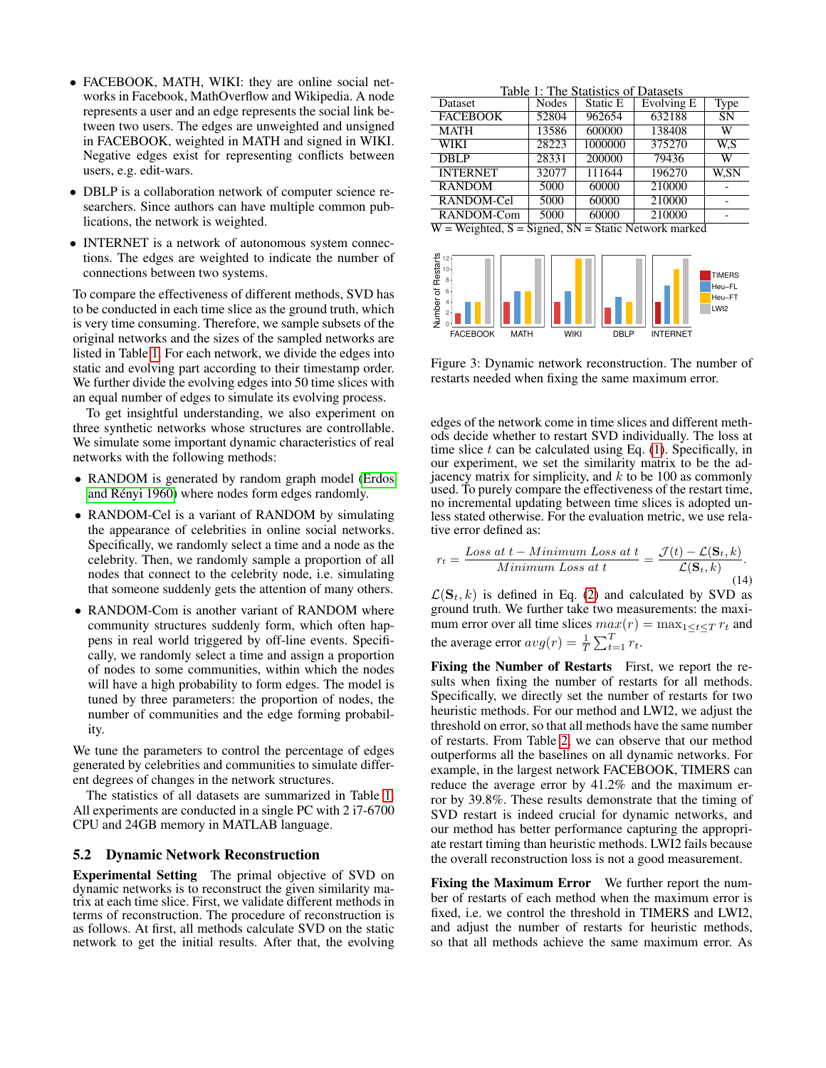- FACEBOOK, MATH, WIKI: they are online social networks in Facebook, MathOverflow and Wikipedia. A node represents a user and an edge represents the social link between two users. The edges are unweighted and unsigned in FACEBOOK, weighted in MATH and signed in WIKI. Negative edges exist for representing conflicts between users, e.g. edit-wars.
- DBLP is a collaboration network of computer science researchers. Since authors can have multiple common publications, the network is weighted.
- INTERNET is a network of autonomous system connections. The edges are weighted to indicate the number of connections between two systems.

To compare the effectiveness of different methods, SVD has to be conducted in each time slice as the ground truth, which is very time consuming. Therefore, we sample subsets of the original networks and the sizes of the sampled networks are listed in Table 1. For each network, we divide the edges into static and evolving part according to their timestamp order. We further divide the evolving edges into 50 time slices with an equal number of edges to simulate its evolving process.

To get insightful understanding, we also experiment on three synthetic networks whose structures are controllable. We simulate some important dynamic characteristics of real networks with the following methods:

- RANDOM is generated by random graph model (Erdos and Rényi 1960) where nodes form edges randomly.
- RANDOM-Cel is a variant of RANDOM by simulating the appearance of celebrities in online social networks. Specifically, we randomly select a time and a node as the celebrity. Then, we randomly sample a proportion of all nodes that connect to the celebrity node, i.e. simulating that someone suddenly gets the attention of many others.
- RANDOM-Com is another variant of RANDOM where community structures suddenly form, which often happens in real world triggered by off-line events. Specifically, we randomly select a time and assign a proportion of nodes to some communities, within which the nodes will have a high probability to form edges. The model is tuned by three parameters: the proportion of nodes, the number of communities and the edge forming probability.

We tune the parameters to control the percentage of edges generated by celebrities and communities to simulate different degrees of changes in the network structures.

The statistics of all datasets are summarized in Table 1. All experiments are conducted in a single PC with 2 i7-6700 CPU and 24GB memory in MATLAB language.

Table 1: The Statistics of Datasets

| Dataset | Nodes | Static E | Evolving E | Type |
|---|---|---|---|---|
| FACEBOOK | 52804 | 962654 | 632188 | SN |
| MATH | 13586 | 600000 | 138408 | W |
| WIKI | 28223 | 1000000 | 375270 | W,S |
| DBLP | 28331 | 200000 | 79436 | W |
| INTERNET | 32077 | 111644 | 196270 | W,SN |
| RANDOM | 5000 | 60000 | 210000 | - |
| RANDOM-Cel | 5000 | 60000 | 210000 | - |
| RANDOM-Com | 5000 | 60000 | 210000 | - |

W = Weighted, S = Signed, SN = Static Network marked

Figure 3: Dynamic network reconstruction. The number of restarts needed when fixing the same maximum error.

## 5.2 Dynamic Network Reconstruction

**Experimental Setting** The primal objective of SVD on dynamic networks is to reconstruct the given similarity matrix at each time slice. First, we validate different methods in terms of reconstruction. The procedure of reconstruction is as follows. At first, all methods calculate SVD on the static network to get the initial results. After that, the evolving edges of the network come in time slices and different methods decide whether to restart SVD individually. The loss at time slice $t$ can be calculated using Eq. (1). Specifically, in our experiment, we set the similarity matrix to be the adjacency matrix for simplicity, and $k$ to be 100 as commonly used. To purely compare the effectiveness of the restart time, no incremental updating between time slices is adopted unless stated otherwise. For the evaluation metric, we use relative error defined as:

$$r_t = \frac{Loss\ at\ t - Minimum\ Loss\ at\ t}{Minimum\ Loss\ at\ t} = \frac{\mathcal{J}(t) - \mathcal{L}(\mathbf{S}_t, k)}{\mathcal{L}(\mathbf{S}_t, k)}. \tag{14}$$

$\mathcal{L}(\mathbf{S}_t, k)$ is defined in Eq. (2) and calculated by SVD as ground truth. We further take two measurements: the maximum error over all time slices $max(r) = \max_{1 \leq t \leq T} r_t$ and the average error $avg(r) = \frac{1}{T}\sum_{t=1}^{T} r_t$.

**Fixing the Number of Restarts** First, we report the results when fixing the number of restarts for all methods. Specifically, we directly set the number of restarts for two heuristic methods. For our method and LWI2, we adjust the threshold on error, so that all methods have the same number of restarts. From Table 2, we can observe that our method outperforms all the baselines on all dynamic networks. For example, in the largest network FACEBOOK, TIMERS can reduce the average error by 41.2% and the maximum error by 39.8%. These results demonstrate that the timing of SVD restart is indeed crucial for dynamic networks, and our method has better performance capturing the appropriate restart timing than heuristic methods. LWI2 fails because the overall reconstruction loss is not a good measurement.

**Fixing the Maximum Error** We further report the number of restarts of each method when the maximum error is fixed, i.e. we control the threshold in TIMERS and LWI2, and adjust the number of restarts for heuristic methods, so that all methods achieve the same maximum error. As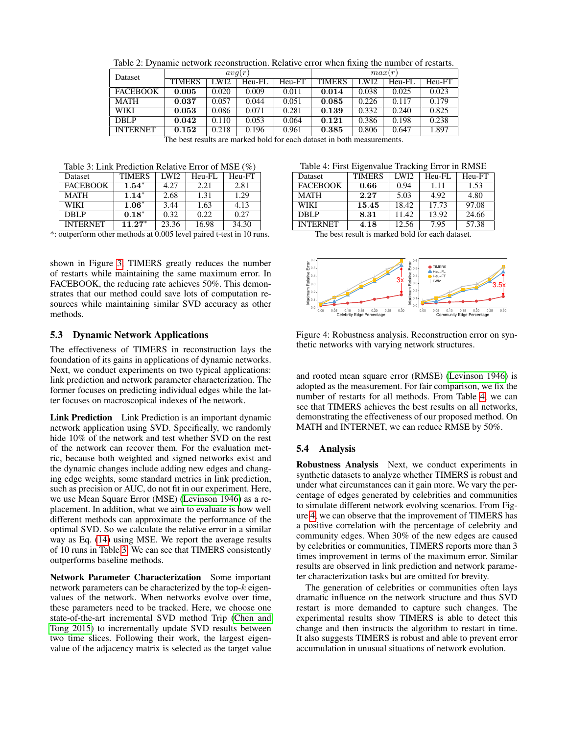Table 2: Dynamic network reconstruction. Relative error when fixing the number of restarts.

| Dataset | $avg(r)$ | | | | $max(r)$ | | | |
|---|---|---|---|---|---|---|---|---|
| | TIMERS | LWI2 | Heu-FL | Heu-FT | TIMERS | LWI2 | Heu-FL | Heu-FT |
| FACEBOOK | **0.005** | 0.020 | 0.009 | 0.011 | **0.014** | 0.038 | 0.025 | 0.023 |
| MATH | **0.037** | 0.057 | 0.044 | 0.051 | **0.085** | 0.226 | 0.117 | 0.179 |
| WIKI | **0.053** | 0.086 | 0.071 | 0.281 | **0.139** | 0.332 | 0.240 | 0.825 |
| DBLP | **0.042** | 0.110 | 0.053 | 0.064 | **0.121** | 0.386 | 0.198 | 0.238 |
| INTERNET | **0.152** | 0.218 | 0.196 | 0.961 | **0.385** | 0.806 | 0.647 | 1.897 |

The best results are marked bold for each dataset in both measurements.

Table 3: Link Prediction Relative Error of MSE (%)

| Dataset | TIMERS | LWI2 | Heu-FL | Heu-FT |
|---|---|---|---|---|
| FACEBOOK | **1.54**\* | 4.27 | 2.21 | 2.81 |
| MATH | **1.14**\* | 2.68 | 1.31 | 1.29 |
| WIKI | **1.06**\* | 3.44 | 1.63 | 4.13 |
| DBLP | **0.18**\* | 0.32 | 0.22 | 0.27 |
| INTERNET | **11.27**\* | 23.36 | 16.98 | 34.30 |

\*: outperform other methods at 0.005 level paired t-test in 10 runs.

Table 4: First Eigenvalue Tracking Error in RMSE

| Dataset | TIMERS | LWI2 | Heu-FL | Heu-FT |
|---|---|---|---|---|
| FACEBOOK | **0.66** | 0.94 | 1.11 | 1.53 |
| MATH | **2.27** | 5.03 | 4.92 | 4.80 |
| WIKI | **15.45** | 18.42 | 17.73 | 97.08 |
| DBLP | **8.31** | 11.42 | 13.92 | 24.66 |
| INTERNET | **4.18** | 12.56 | 7.95 | 57.38 |

The best result is marked bold for each dataset.

shown in Figure 3. TIMERS greatly reduces the number of restarts while maintaining the same maximum error. In FACEBOOK, the reducing rate achieves 50%. This demonstrates that our method could save lots of computation resources while maintaining similar SVD accuracy as other methods.

### 5.3 Dynamic Network Applications

The effectiveness of TIMERS in reconstruction lays the foundation of its gains in applications of dynamic networks. Next, we conduct experiments on two typical applications: link prediction and network parameter characterization. The former focuses on predicting individual edges while the latter focuses on macroscopical indexes of the network.

**Link Prediction** Link Prediction is an important dynamic network application using SVD. Specifically, we randomly hide 10% of the network and test whether SVD on the rest of the network can recover them. For the evaluation metric, because both weighted and signed networks exist and the dynamic changes include adding new edges and changing edge weights, some standard metrics in link prediction, such as precision or AUC, do not fit in our experiment. Here, we use Mean Square Error (MSE) (Levinson 1946) as a replacement. In addition, what we aim to evaluate is how well different methods can approximate the performance of the optimal SVD. So we calculate the relative error in a similar way as Eq. (14) using MSE. We report the average results of 10 runs in Table 3. We can see that TIMERS consistently outperforms baseline methods.

**Network Parameter Characterization** Some important network parameters can be characterized by the top-$k$ eigenvalues of the network. When networks evolve over time, these parameters need to be tracked. Here, we choose one state-of-the-art incremental SVD method Trip (Chen and Tong 2015) to incrementally update SVD results between two time slices. Following their work, the largest eigenvalue of the adjacency matrix is selected as the target value and rooted mean square error (RMSE) (Levinson 1946) is adopted as the measurement. For fair comparison, we fix the number of restarts for all methods. From Table 4, we can see that TIMERS achieves the best results on all networks, demonstrating the effectiveness of our proposed method. On MATH and INTERNET, we can reduce RMSE by 50%.

Figure 4: Robustness analysis. Reconstruction error on synthetic networks with varying network structures.

### 5.4 Analysis

**Robustness Analysis** Next, we conduct experiments in synthetic datasets to analyze whether TIMERS is robust and under what circumstances can it gain more. We vary the percentage of edges generated by celebrities and communities to simulate different network evolving scenarios. From Figure 4, we can observe that the improvement of TIMERS has a positive correlation with the percentage of celebrity and community edges. When 30% of the new edges are caused by celebrities or communities, TIMERS reports more than 3 times improvement in terms of the maximum error. Similar results are observed in link prediction and network parameter characterization tasks but are omitted for brevity.

The generation of celebrities or communities often lays dramatic influence on the network structure and thus SVD restart is more demanded to capture such changes. The experimental results show TIMERS is able to detect this change and then instructs the algorithm to restart in time. It also suggests TIMERS is robust and able to prevent error accumulation in unusual situations of network evolution.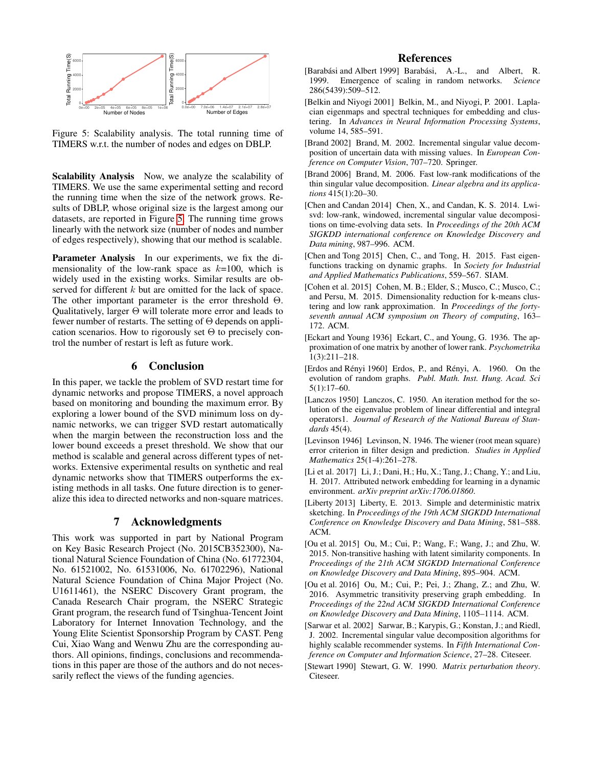Figure 5: Scalability analysis. The total running time of TIMERS w.r.t. the number of nodes and edges on DBLP.

**Scalability Analysis** Now, we analyze the scalability of TIMERS. We use the same experimental setting and record the running time when the size of the network grows. Results of DBLP, whose original size is the largest among our datasets, are reported in Figure 5. The running time grows linearly with the network size (number of nodes and number of edges respectively), showing that our method is scalable.

**Parameter Analysis** In our experiments, we fix the dimensionality of the low-rank space as $k$=100, which is widely used in the existing works. Similar results are observed for different $k$ but are omitted for the lack of space. The other important parameter is the error threshold $\Theta$. Qualitatively, larger $\Theta$ will tolerate more error and leads to fewer number of restarts. The setting of $\Theta$ depends on application scenarios. How to rigorously set $\Theta$ to precisely control the number of restart is left as future work.

## 6 Conclusion

In this paper, we tackle the problem of SVD restart time for dynamic networks and propose TIMERS, a novel approach based on monitoring and bounding the maximum error. By exploring a lower bound of the SVD minimum loss on dynamic networks, we can trigger SVD restart automatically when the margin between the reconstruction loss and the lower bound exceeds a preset threshold. We show that our method is scalable and general across different types of networks. Extensive experimental results on synthetic and real dynamic networks show that TIMERS outperforms the existing methods in all tasks. One future direction is to generalize this idea to directed networks and non-square matrices.

## 7 Acknowledgments

This work was supported in part by National Program on Key Basic Research Project (No. 2015CB352300), National Natural Science Foundation of China (No. 61772304, No. 61521002, No. 61531006, No. 61702296), National Natural Science Foundation of China Major Project (No. U1611461), the NSERC Discovery Grant program, the Canada Research Chair program, the NSERC Strategic Grant program, the research fund of Tsinghua-Tencent Joint Laboratory for Internet Innovation Technology, and the Young Elite Scientist Sponsorship Program by CAST. Peng Cui, Xiao Wang and Wenwu Zhu are the corresponding authors. All opinions, findings, conclusions and recommendations in this paper are those of the authors and do not necessarily reflect the views of the funding agencies.

## References

[Barabási and Albert 1999] Barabási, A.-L., and Albert, R. 1999. Emergence of scaling in random networks. *Science* 286(5439):509–512.

[Belkin and Niyogi 2001] Belkin, M., and Niyogi, P. 2001. Laplacian eigenmaps and spectral techniques for embedding and clustering. In *Advances in Neural Information Processing Systems*, volume 14, 585–591.

[Brand 2002] Brand, M. 2002. Incremental singular value decomposition of uncertain data with missing values. In *European Conference on Computer Vision*, 707–720. Springer.

[Brand 2006] Brand, M. 2006. Fast low-rank modifications of the thin singular value decomposition. *Linear algebra and its applications* 415(1):20–30.

[Chen and Candan 2014] Chen, X., and Candan, K. S. 2014. Lwi-svd: low-rank, windowed, incremental singular value decompositions on time-evolving data sets. In *Proceedings of the 20th ACM SIGKDD international conference on Knowledge Discovery and Data mining*, 987–996. ACM.

[Chen and Tong 2015] Chen, C., and Tong, H. 2015. Fast eigenfunctions tracking on dynamic graphs. In *Society for Industrial and Applied Mathematics Publications*, 559–567. SIAM.

[Cohen et al. 2015] Cohen, M. B.; Elder, S.; Musco, C.; Musco, C.; and Persu, M. 2015. Dimensionality reduction for k-means clustering and low rank approximation. In *Proceedings of the forty-seventh annual ACM symposium on Theory of computing*, 163–172. ACM.

[Eckart and Young 1936] Eckart, C., and Young, G. 1936. The approximation of one matrix by another of lower rank. *Psychometrika* 1(3):211–218.

[Erdos and Rényi 1960] Erdos, P., and Rényi, A. 1960. On the evolution of random graphs. *Publ. Math. Inst. Hung. Acad. Sci* 5(1):17–60.

[Lanczos 1950] Lanczos, C. 1950. An iteration method for the solution of the eigenvalue problem of linear differential and integral operators1. *Journal of Research of the National Bureau of Standards* 45(4).

[Levinson 1946] Levinson, N. 1946. The wiener (root mean square) error criterion in filter design and prediction. *Studies in Applied Mathematics* 25(1-4):261–278.

[Li et al. 2017] Li, J.; Dani, H.; Hu, X.; Tang, J.; Chang, Y.; and Liu, H. 2017. Attributed network embedding for learning in a dynamic environment. *arXiv preprint arXiv:1706.01860*.

[Liberty 2013] Liberty, E. 2013. Simple and deterministic matrix sketching. In *Proceedings of the 19th ACM SIGKDD International Conference on Knowledge Discovery and Data Mining*, 581–588. ACM.

[Ou et al. 2015] Ou, M.; Cui, P.; Wang, F.; Wang, J.; and Zhu, W. 2015. Non-transitive hashing with latent similarity components. In *Proceedings of the 21th ACM SIGKDD International Conference on Knowledge Discovery and Data Mining*, 895–904. ACM.

[Ou et al. 2016] Ou, M.; Cui, P.; Pei, J.; Zhang, Z.; and Zhu, W. 2016. Asymmetric transitivity preserving graph embedding. In *Proceedings of the 22nd ACM SIGKDD International Conference on Knowledge Discovery and Data Mining*, 1105–1114. ACM.

[Sarwar et al. 2002] Sarwar, B.; Karypis, G.; Konstan, J.; and Riedl, J. 2002. Incremental singular value decomposition algorithms for highly scalable recommender systems. In *Fifth International Conference on Computer and Information Science*, 27–28. Citeseer.

[Stewart 1990] Stewart, G. W. 1990. *Matrix perturbation theory*. Citeseer.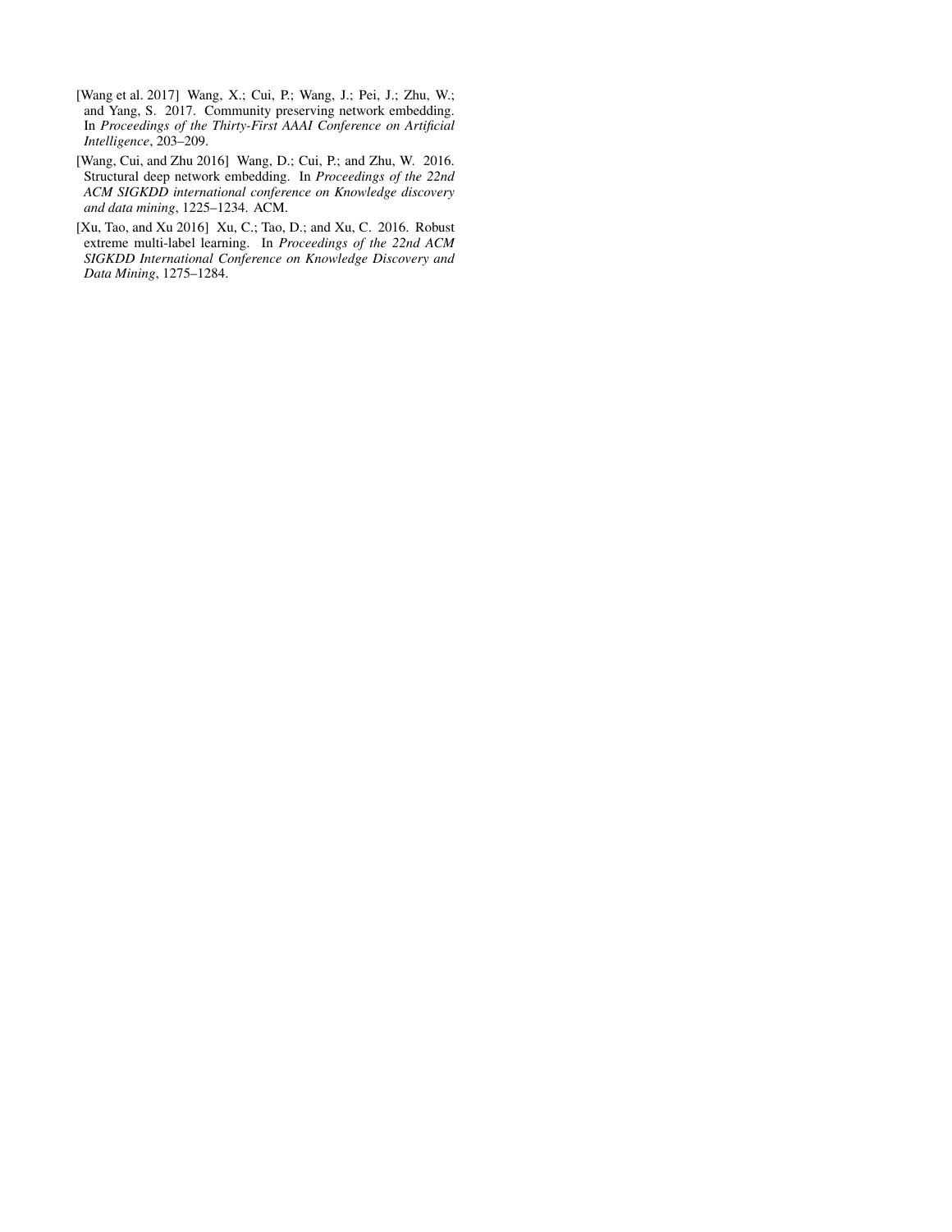[Wang et al. 2017] Wang, X.; Cui, P.; Wang, J.; Pei, J.; Zhu, W.; and Yang, S. 2017. Community preserving network embedding. In *Proceedings of the Thirty-First AAAI Conference on Artificial Intelligence*, 203–209.

[Wang, Cui, and Zhu 2016] Wang, D.; Cui, P.; and Zhu, W. 2016. Structural deep network embedding. In *Proceedings of the 22nd ACM SIGKDD international conference on Knowledge discovery and data mining*, 1225–1234. ACM.

[Xu, Tao, and Xu 2016] Xu, C.; Tao, D.; and Xu, C. 2016. Robust extreme multi-label learning. In *Proceedings of the 22nd ACM SIGKDD International Conference on Knowledge Discovery and Data Mining*, 1275–1284.